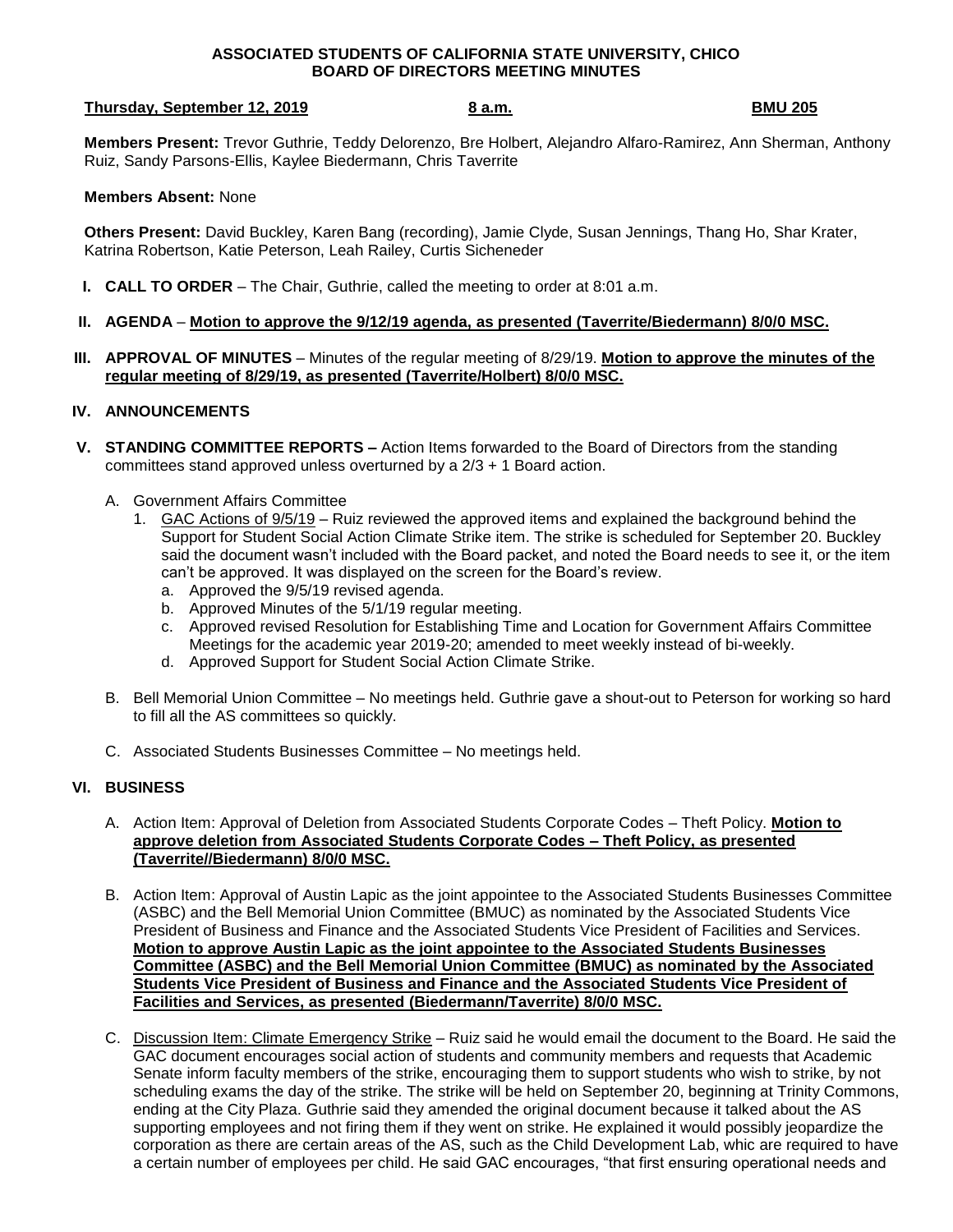**ASSOCIATED STUDENTS OF CALIFORNIA STATE UNIVERSITY, CHICO**
**BOARD OF DIRECTORS MEETING MINUTES**

**Thursday, September 12, 2019** | **8 a.m.** | **BMU 205**

**Members Present:** Trevor Guthrie, Teddy Delorenzo, Bre Holbert, Alejandro Alfaro-Ramirez, Ann Sherman, Anthony Ruiz, Sandy Parsons-Ellis, Kaylee Biedermann, Chris Taverrite

**Members Absent:** None

**Others Present:** David Buckley, Karen Bang (recording), Jamie Clyde, Susan Jennings, Thang Ho, Shar Krater, Katrina Robertson, Katie Peterson, Leah Railey, Curtis Sicheneder

**I. CALL TO ORDER** – The Chair, Guthrie, called the meeting to order at 8:01 a.m.

**II. AGENDA** – **Motion to approve the 9/12/19 agenda, as presented (Taverrite/Biedermann) 8/0/0 MSC.**

**III. APPROVAL OF MINUTES** – Minutes of the regular meeting of 8/29/19. **Motion to approve the minutes of the regular meeting of 8/29/19, as presented (Taverrite/Holbert) 8/0/0 MSC.**

**IV. ANNOUNCEMENTS**

**V. STANDING COMMITTEE REPORTS –** Action Items forwarded to the Board of Directors from the standing committees stand approved unless overturned by a 2/3 + 1 Board action.

A. Government Affairs Committee

1. GAC Actions of 9/5/19 – Ruiz reviewed the approved items and explained the background behind the Support for Student Social Action Climate Strike item. The strike is scheduled for September 20. Buckley said the document wasn't included with the Board packet, and noted the Board needs to see it, or the item can't be approved. It was displayed on the screen for the Board's review.
   a. Approved the 9/5/19 revised agenda.
   b. Approved Minutes of the 5/1/19 regular meeting.
   c. Approved revised Resolution for Establishing Time and Location for Government Affairs Committee Meetings for the academic year 2019-20; amended to meet weekly instead of bi-weekly.
   d. Approved Support for Student Social Action Climate Strike.

B. Bell Memorial Union Committee – No meetings held. Guthrie gave a shout-out to Peterson for working so hard to fill all the AS committees so quickly.

C. Associated Students Businesses Committee – No meetings held.

**VI. BUSINESS**

A. Action Item: Approval of Deletion from Associated Students Corporate Codes – Theft Policy. **Motion to approve deletion from Associated Students Corporate Codes – Theft Policy, as presented (Taverrite//Biedermann) 8/0/0 MSC.**

B. Action Item: Approval of Austin Lapic as the joint appointee to the Associated Students Businesses Committee (ASBC) and the Bell Memorial Union Committee (BMUC) as nominated by the Associated Students Vice President of Business and Finance and the Associated Students Vice President of Facilities and Services. **Motion to approve Austin Lapic as the joint appointee to the Associated Students Businesses Committee (ASBC) and the Bell Memorial Union Committee (BMUC) as nominated by the Associated Students Vice President of Business and Finance and the Associated Students Vice President of Facilities and Services, as presented (Biedermann/Taverrite) 8/0/0 MSC.**

C. Discussion Item: Climate Emergency Strike – Ruiz said he would email the document to the Board. He said the GAC document encourages social action of students and community members and requests that Academic Senate inform faculty members of the strike, encouraging them to support students who wish to strike, by not scheduling exams the day of the strike. The strike will be held on September 20, beginning at Trinity Commons, ending at the City Plaza. Guthrie said they amended the original document because it talked about the AS supporting employees and not firing them if they went on strike. He explained it would possibly jeopardize the corporation as there are certain areas of the AS, such as the Child Development Lab, whic are required to have a certain number of employees per child. He said GAC encourages, "that first ensuring operational needs and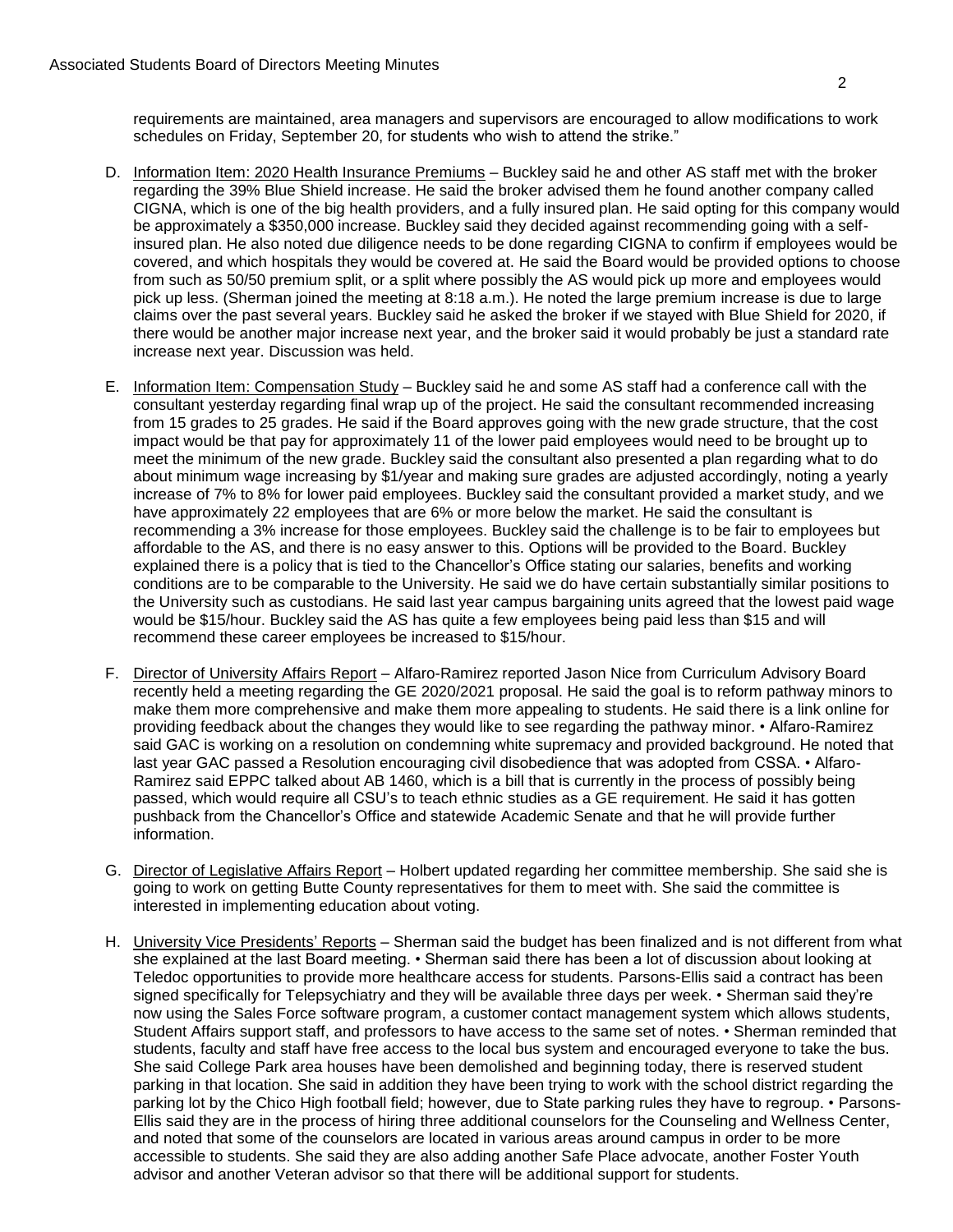requirements are maintained, area managers and supervisors are encouraged to allow modifications to work schedules on Friday, September 20, for students who wish to attend the strike."

D. Information Item: 2020 Health Insurance Premiums – Buckley said he and other AS staff met with the broker regarding the 39% Blue Shield increase. He said the broker advised them he found another company called CIGNA, which is one of the big health providers, and a fully insured plan. He said opting for this company would be approximately a $350,000 increase. Buckley said they decided against recommending going with a self-insured plan. He also noted due diligence needs to be done regarding CIGNA to confirm if employees would be covered, and which hospitals they would be covered at. He said the Board would be provided options to choose from such as 50/50 premium split, or a split where possibly the AS would pick up more and employees would pick up less. (Sherman joined the meeting at 8:18 a.m.). He noted the large premium increase is due to large claims over the past several years. Buckley said he asked the broker if we stayed with Blue Shield for 2020, if there would be another major increase next year, and the broker said it would probably be just a standard rate increase next year. Discussion was held.

E. Information Item: Compensation Study – Buckley said he and some AS staff had a conference call with the consultant yesterday regarding final wrap up of the project. He said the consultant recommended increasing from 15 grades to 25 grades. He said if the Board approves going with the new grade structure, that the cost impact would be that pay for approximately 11 of the lower paid employees would need to be brought up to meet the minimum of the new grade. Buckley said the consultant also presented a plan regarding what to do about minimum wage increasing by $1/year and making sure grades are adjusted accordingly, noting a yearly increase of 7% to 8% for lower paid employees. Buckley said the consultant provided a market study, and we have approximately 22 employees that are 6% or more below the market. He said the consultant is recommending a 3% increase for those employees. Buckley said the challenge is to be fair to employees but affordable to the AS, and there is no easy answer to this. Options will be provided to the Board. Buckley explained there is a policy that is tied to the Chancellor's Office stating our salaries, benefits and working conditions are to be comparable to the University. He said we do have certain substantially similar positions to the University such as custodians. He said last year campus bargaining units agreed that the lowest paid wage would be $15/hour. Buckley said the AS has quite a few employees being paid less than $15 and will recommend these career employees be increased to $15/hour.

F. Director of University Affairs Report – Alfaro-Ramirez reported Jason Nice from Curriculum Advisory Board recently held a meeting regarding the GE 2020/2021 proposal. He said the goal is to reform pathway minors to make them more comprehensive and make them more appealing to students. He said there is a link online for providing feedback about the changes they would like to see regarding the pathway minor. • Alfaro-Ramirez said GAC is working on a resolution on condemning white supremacy and provided background. He noted that last year GAC passed a Resolution encouraging civil disobedience that was adopted from CSSA. • Alfaro-Ramirez said EPPC talked about AB 1460, which is a bill that is currently in the process of possibly being passed, which would require all CSU's to teach ethnic studies as a GE requirement. He said it has gotten pushback from the Chancellor's Office and statewide Academic Senate and that he will provide further information.

G. Director of Legislative Affairs Report – Holbert updated regarding her committee membership. She said she is going to work on getting Butte County representatives for them to meet with. She said the committee is interested in implementing education about voting.

H. University Vice Presidents' Reports – Sherman said the budget has been finalized and is not different from what she explained at the last Board meeting. • Sherman said there has been a lot of discussion about looking at Teledoc opportunities to provide more healthcare access for students. Parsons-Ellis said a contract has been signed specifically for Telepsychiatry and they will be available three days per week. • Sherman said they're now using the Sales Force software program, a customer contact management system which allows students, Student Affairs support staff, and professors to have access to the same set of notes. • Sherman reminded that students, faculty and staff have free access to the local bus system and encouraged everyone to take the bus. She said College Park area houses have been demolished and beginning today, there is reserved student parking in that location. She said in addition they have been trying to work with the school district regarding the parking lot by the Chico High football field; however, due to State parking rules they have to regroup. • Parsons-Ellis said they are in the process of hiring three additional counselors for the Counseling and Wellness Center, and noted that some of the counselors are located in various areas around campus in order to be more accessible to students. She said they are also adding another Safe Place advocate, another Foster Youth advisor and another Veteran advisor so that there will be additional support for students.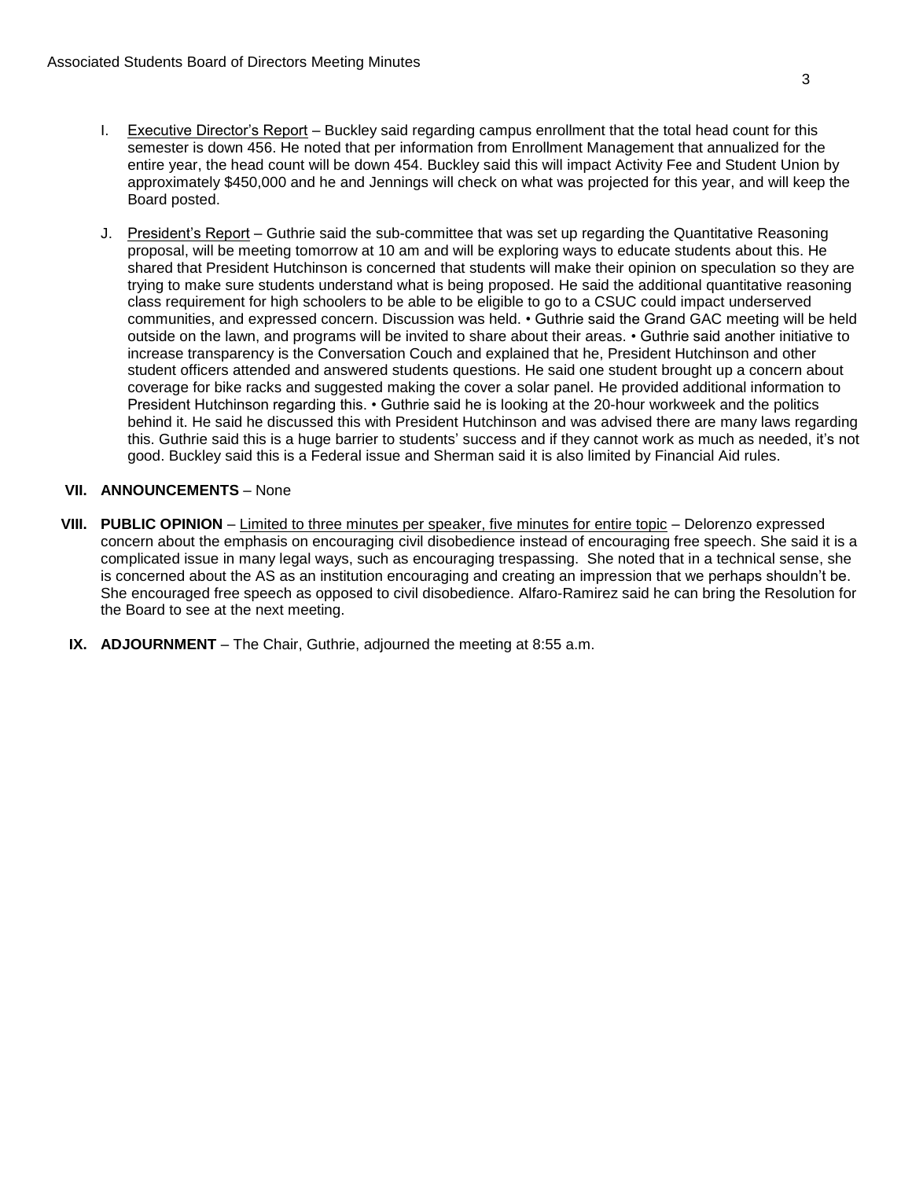I. <u>Executive Director's Report</u> – Buckley said regarding campus enrollment that the total head count for this semester is down 456. He noted that per information from Enrollment Management that annualized for the entire year, the head count will be down 454. Buckley said this will impact Activity Fee and Student Union by approximately $450,000 and he and Jennings will check on what was projected for this year, and will keep the Board posted.

J. <u>President's Report</u> – Guthrie said the sub-committee that was set up regarding the Quantitative Reasoning proposal, will be meeting tomorrow at 10 am and will be exploring ways to educate students about this. He shared that President Hutchinson is concerned that students will make their opinion on speculation so they are trying to make sure students understand what is being proposed. He said the additional quantitative reasoning class requirement for high schoolers to be able to be eligible to go to a CSUC could impact underserved communities, and expressed concern. Discussion was held. • Guthrie said the Grand GAC meeting will be held outside on the lawn, and programs will be invited to share about their areas. • Guthrie said another initiative to increase transparency is the Conversation Couch and explained that he, President Hutchinson and other student officers attended and answered students questions. He said one student brought up a concern about coverage for bike racks and suggested making the cover a solar panel. He provided additional information to President Hutchinson regarding this. • Guthrie said he is looking at the 20-hour workweek and the politics behind it. He said he discussed this with President Hutchinson and was advised there are many laws regarding this. Guthrie said this is a huge barrier to students' success and if they cannot work as much as needed, it's not good. Buckley said this is a Federal issue and Sherman said it is also limited by Financial Aid rules.

**VII. ANNOUNCEMENTS** – None

**VIII. PUBLIC OPINION** – <u>Limited to three minutes per speaker, five minutes for entire topic</u> – Delorenzo expressed concern about the emphasis on encouraging civil disobedience instead of encouraging free speech. She said it is a complicated issue in many legal ways, such as encouraging trespassing. She noted that in a technical sense, she is concerned about the AS as an institution encouraging and creating an impression that we perhaps shouldn't be. She encouraged free speech as opposed to civil disobedience. Alfaro-Ramirez said he can bring the Resolution for the Board to see at the next meeting.

**IX. ADJOURNMENT** – The Chair, Guthrie, adjourned the meeting at 8:55 a.m.